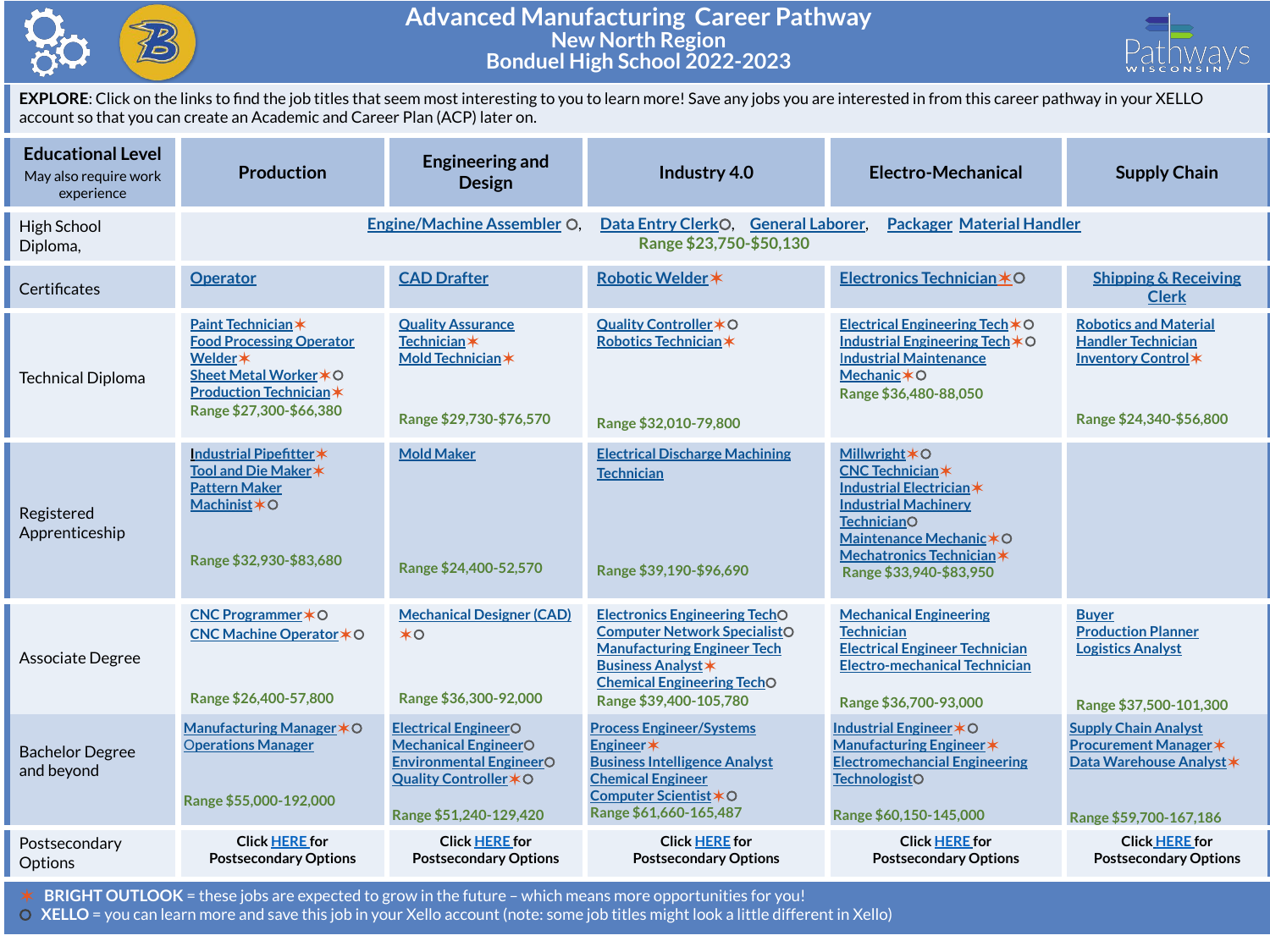# Advanced Manufacturing Career Pathway

## New North Region

## Bonduel High School 2022-2023

**EXPLORE**: Click on the links to find the job titles that seem most interesting to you to learn more! Save any jobs you are interested in from this career pathway in your XELLO account so that you can create an Academic and Career Plan (ACP) later on.

| Educational Level (May also require work experience) | Production | Engineering and Design | Industry 4.0 | Electro-Mechanical | Supply Chain |
|---|---|---|---|---|---|
| High School Diploma, | Engine/Machine Assembler ○, Data Entry Clerk○, General Laborer, Packager Material Handler<br>Range $23,750-$50,130 | | | | |
| Certificates | Operator | CAD Drafter | Robotic Welder✶ | Electronics Technician✶○ | Shipping & Receiving Clerk |
| Technical Diploma | Paint Technician✶<br>Food Processing Operator<br>Welder✶<br>Sheet Metal Worker✶○<br>Production Technician✶<br>Range $27,300-$66,380 | Quality Assurance Technician✶<br>Mold Technician✶<br>Range $29,730-$76,570 | Quality Controller✶○<br>Robotics Technician✶<br>Range $32,010-79,800 | Electrical Engineering Tech✶○<br>Industrial Engineering Tech✶○<br>Industrial Maintenance Mechanic✶○<br>Range $36,480-88,050 | Robotics and Material Handler Technician<br>Inventory Control✶<br>Range $24,340-$56,800 |
| Registered Apprenticeship | Industrial Pipefitter✶<br>Tool and Die Maker✶<br>Pattern Maker<br>Machinist✶○<br>Range $32,930-$83,680 | Mold Maker<br>Range $24,400-52,570 | Electrical Discharge Machining Technician<br>Range $39,190-$96,690 | Millwright✶○<br>CNC Technician✶<br>Industrial Electrician✶<br>Industrial Machinery Technician○<br>Maintenance Mechanic✶○<br>Mechatronics Technician✶<br>Range $33,940-$83,950 | |
| Associate Degree | CNC Programmer✶○<br>CNC Machine Operator✶○<br>Range $26,400-57,800 | Mechanical Designer (CAD) ✶○<br>Range $36,300-92,000 | Electronics Engineering Tech○<br>Computer Network Specialist○<br>Manufacturing Engineer Tech<br>Business Analyst✶<br>Chemical Engineering Tech○<br>Range $39,400-105,780 | Mechanical Engineering Technician<br>Electrical Engineer Technician<br>Electro-mechanical Technician<br>Range $36,700-93,000 | Buyer<br>Production Planner<br>Logistics Analyst<br>Range $37,500-101,300 |
| Bachelor Degree and beyond | Manufacturing Manager✶○<br>Operations Manager<br>Range $55,000-192,000 | Electrical Engineer○<br>Mechanical Engineer○<br>Environmental Engineer○<br>Quality Controller✶○<br>Range $51,240-129,420 | Process Engineer/Systems Engineer✶<br>Business Intelligence Analyst<br>Chemical Engineer<br>Computer Scientist✶○<br>Range $61,660-165,487 | Industrial Engineer✶○<br>Manufacturing Engineer✶<br>Electromechanical Engineering Technologist○<br>Range $60,150-145,000 | Supply Chain Analyst<br>Procurement Manager✶<br>Data Warehouse Analyst✶<br>Range $59,700-167,186 |
| Postsecondary Options | Click HERE for Postsecondary Options | Click HERE for Postsecondary Options | Click HERE for Postsecondary Options | Click HERE for Postsecondary Options | Click HERE for Postsecondary Options |

✶ **BRIGHT OUTLOOK** = these jobs are expected to grow in the future – which means more opportunities for you!

○ **XELLO** = you can learn more and save this job in your Xello account (note: some job titles might look a little different in Xello)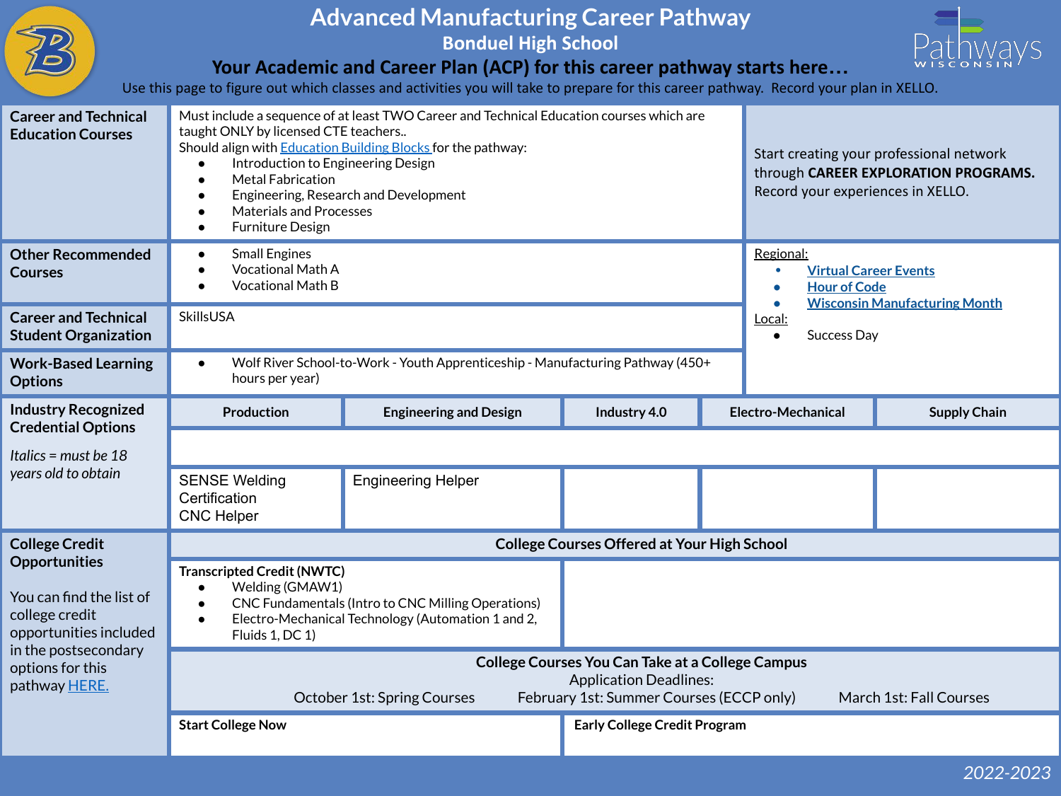# Advanced Manufacturing Career Pathway

## Bonduel High School

### Your Academic and Career Plan (ACP) for this career pathway starts here…

Use this page to figure out which classes and activities you will take to prepare for this career pathway. Record your plan in XELLO.

**Career and Technical Education Courses**

Must include a sequence of at least TWO Career and Technical Education courses which are taught ONLY by licensed CTE teachers..
Should align with Education Building Blocks for the pathway:

- Introduction to Engineering Design
- Metal Fabrication
- Engineering, Research and Development
- Materials and Processes
- Furniture Design

**Other Recommended Courses**

- Small Engines
- Vocational Math A
- Vocational Math B

**Career and Technical Student Organization**

SkillsUSA

**Work-Based Learning Options**

- Wolf River School-to-Work - Youth Apprenticeship - Manufacturing Pathway (450+ hours per year)

Start creating your professional network through **CAREER EXPLORATION PROGRAMS.** Record your experiences in XELLO.

Regional:

- Virtual Career Events
- Hour of Code
- Wisconsin Manufacturing Month

Local:

- Success Day

**Industry Recognized Credential Options**

*Italics = must be 18 years old to obtain*

| Production | Engineering and Design | Industry 4.0 | Electro-Mechanical | Supply Chain |
|---|---|---|---|---|
| | | | | |
| SENSE Welding Certification<br>CNC Helper | Engineering Helper | | | |

**College Credit Opportunities**

You can find the list of college credit opportunities included in the postsecondary options for this pathway HERE.

**College Courses Offered at Your High School**

**Transcripted Credit (NWTC)**

- Welding (GMAW1)
- CNC Fundamentals (Intro to CNC Milling Operations)
- Electro-Mechanical Technology (Automation 1 and 2, Fluids 1, DC 1)

**College Courses You Can Take at a College Campus**

Application Deadlines:
October 1st: Spring Courses February 1st: Summer Courses (ECCP only) March 1st: Fall Courses

| Start College Now | Early College Credit Program |
|---|---|
| | |

2022-2023